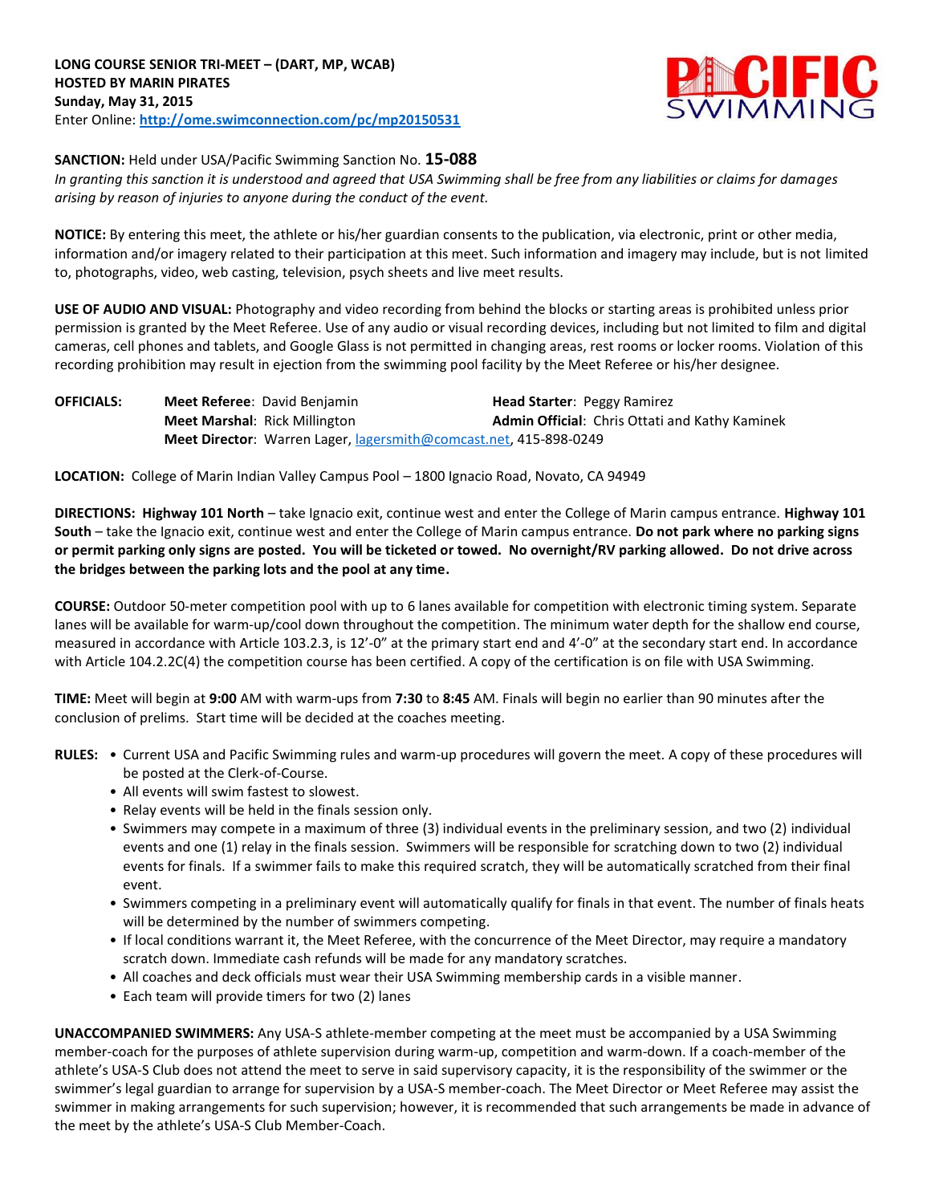**LONG COURSE SENIOR TRI-MEET – (DART, MP, WCAB)**
**HOSTED BY MARIN PIRATES**
**Sunday, May 31, 2015**
Enter Online: **http://ome.swimconnection.com/pc/mp20150531**

**SANCTION:** Held under USA/Pacific Swimming Sanction No. **15-088**
*In granting this sanction it is understood and agreed that USA Swimming shall be free from any liabilities or claims for damages arising by reason of injuries to anyone during the conduct of the event.*

**NOTICE:** By entering this meet, the athlete or his/her guardian consents to the publication, via electronic, print or other media, information and/or imagery related to their participation at this meet. Such information and imagery may include, but is not limited to, photographs, video, web casting, television, psych sheets and live meet results.

**USE OF AUDIO AND VISUAL:** Photography and video recording from behind the blocks or starting areas is prohibited unless prior permission is granted by the Meet Referee. Use of any audio or visual recording devices, including but not limited to film and digital cameras, cell phones and tablets, and Google Glass is not permitted in changing areas, rest rooms or locker rooms. Violation of this recording prohibition may result in ejection from the swimming pool facility by the Meet Referee or his/her designee.

**OFFICIALS:**
**Meet Referee**: David Benjamin
**Head Starter**: Peggy Ramirez
**Meet Marshal**: Rick Millington
**Admin Official**: Chris Ottati and Kathy Kaminek
**Meet Director**: Warren Lager, lagersmith@comcast.net, 415-898-0249

**LOCATION:** College of Marin Indian Valley Campus Pool – 1800 Ignacio Road, Novato, CA 94949

**DIRECTIONS: Highway 101 North** – take Ignacio exit, continue west and enter the College of Marin campus entrance. **Highway 101 South** – take the Ignacio exit, continue west and enter the College of Marin campus entrance. **Do not park where no parking signs or permit parking only signs are posted. You will be ticketed or towed. No overnight/RV parking allowed. Do not drive across the bridges between the parking lots and the pool at any time.**

**COURSE:** Outdoor 50-meter competition pool with up to 6 lanes available for competition with electronic timing system. Separate lanes will be available for warm-up/cool down throughout the competition. The minimum water depth for the shallow end course, measured in accordance with Article 103.2.3, is 12'-0" at the primary start end and 4'-0" at the secondary start end. In accordance with Article 104.2.2C(4) the competition course has been certified. A copy of the certification is on file with USA Swimming.

**TIME:** Meet will begin at **9:00** AM with warm-ups from **7:30** to **8:45** AM. Finals will begin no earlier than 90 minutes after the conclusion of prelims. Start time will be decided at the coaches meeting.

**RULES:**
- Current USA and Pacific Swimming rules and warm-up procedures will govern the meet. A copy of these procedures will be posted at the Clerk-of-Course.
- All events will swim fastest to slowest.
- Relay events will be held in the finals session only.
- Swimmers may compete in a maximum of three (3) individual events in the preliminary session, and two (2) individual events and one (1) relay in the finals session. Swimmers will be responsible for scratching down to two (2) individual events for finals. If a swimmer fails to make this required scratch, they will be automatically scratched from their final event.
- Swimmers competing in a preliminary event will automatically qualify for finals in that event. The number of finals heats will be determined by the number of swimmers competing.
- If local conditions warrant it, the Meet Referee, with the concurrence of the Meet Director, may require a mandatory scratch down. Immediate cash refunds will be made for any mandatory scratches.
- All coaches and deck officials must wear their USA Swimming membership cards in a visible manner.
- Each team will provide timers for two (2) lanes

**UNACCOMPANIED SWIMMERS:** Any USA-S athlete-member competing at the meet must be accompanied by a USA Swimming member-coach for the purposes of athlete supervision during warm-up, competition and warm-down. If a coach-member of the athlete's USA-S Club does not attend the meet to serve in said supervisory capacity, it is the responsibility of the swimmer or the swimmer's legal guardian to arrange for supervision by a USA-S member-coach. The Meet Director or Meet Referee may assist the swimmer in making arrangements for such supervision; however, it is recommended that such arrangements be made in advance of the meet by the athlete's USA-S Club Member-Coach.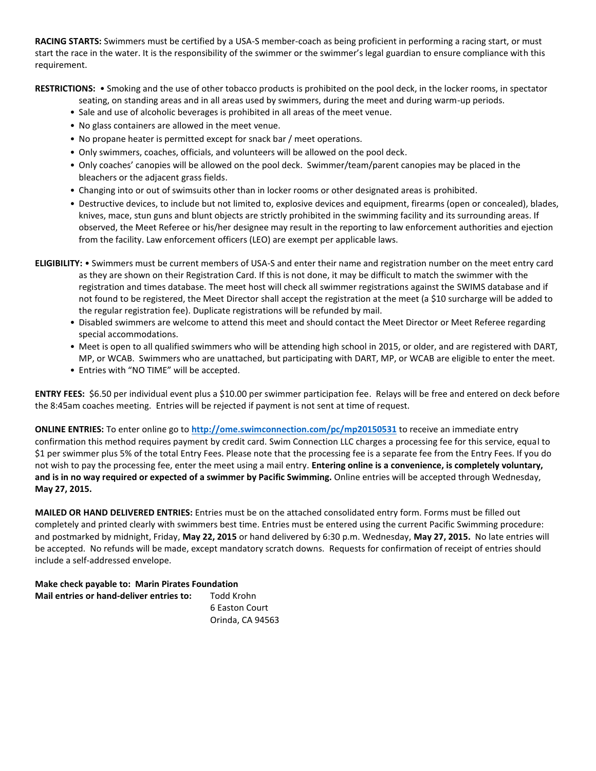**RACING STARTS:** Swimmers must be certified by a USA-S member-coach as being proficient in performing a racing start, or must start the race in the water. It is the responsibility of the swimmer or the swimmer's legal guardian to ensure compliance with this requirement.

**RESTRICTIONS:**
- Smoking and the use of other tobacco products is prohibited on the pool deck, in the locker rooms, in spectator seating, on standing areas and in all areas used by swimmers, during the meet and during warm-up periods.
- Sale and use of alcoholic beverages is prohibited in all areas of the meet venue.
- No glass containers are allowed in the meet venue.
- No propane heater is permitted except for snack bar / meet operations.
- Only swimmers, coaches, officials, and volunteers will be allowed on the pool deck.
- Only coaches' canopies will be allowed on the pool deck. Swimmer/team/parent canopies may be placed in the bleachers or the adjacent grass fields.
- Changing into or out of swimsuits other than in locker rooms or other designated areas is prohibited.
- Destructive devices, to include but not limited to, explosive devices and equipment, firearms (open or concealed), blades, knives, mace, stun guns and blunt objects are strictly prohibited in the swimming facility and its surrounding areas. If observed, the Meet Referee or his/her designee may result in the reporting to law enforcement authorities and ejection from the facility. Law enforcement officers (LEO) are exempt per applicable laws.

**ELIGIBILITY:**
- Swimmers must be current members of USA-S and enter their name and registration number on the meet entry card as they are shown on their Registration Card. If this is not done, it may be difficult to match the swimmer with the registration and times database. The meet host will check all swimmer registrations against the SWIMS database and if not found to be registered, the Meet Director shall accept the registration at the meet (a $10 surcharge will be added to the regular registration fee). Duplicate registrations will be refunded by mail.
- Disabled swimmers are welcome to attend this meet and should contact the Meet Director or Meet Referee regarding special accommodations.
- Meet is open to all qualified swimmers who will be attending high school in 2015, or older, and are registered with DART, MP, or WCAB. Swimmers who are unattached, but participating with DART, MP, or WCAB are eligible to enter the meet.
- Entries with "NO TIME" will be accepted.

**ENTRY FEES:** $6.50 per individual event plus a $10.00 per swimmer participation fee. Relays will be free and entered on deck before the 8:45am coaches meeting. Entries will be rejected if payment is not sent at time of request.

**ONLINE ENTRIES:** To enter online go to **http://ome.swimconnection.com/pc/mp20150531** to receive an immediate entry confirmation this method requires payment by credit card. Swim Connection LLC charges a processing fee for this service, equal to $1 per swimmer plus 5% of the total Entry Fees. Please note that the processing fee is a separate fee from the Entry Fees. If you do not wish to pay the processing fee, enter the meet using a mail entry. **Entering online is a convenience, is completely voluntary, and is in no way required or expected of a swimmer by Pacific Swimming.** Online entries will be accepted through Wednesday, **May 27, 2015.**

**MAILED OR HAND DELIVERED ENTRIES:** Entries must be on the attached consolidated entry form. Forms must be filled out completely and printed clearly with swimmers best time. Entries must be entered using the current Pacific Swimming procedure: and postmarked by midnight, Friday, **May 22, 2015** or hand delivered by 6:30 p.m. Wednesday, **May 27, 2015.** No late entries will be accepted. No refunds will be made, except mandatory scratch downs. Requests for confirmation of receipt of entries should include a self-addressed envelope.

**Make check payable to: Marin Pirates Foundation**
**Mail entries or hand-deliver entries to:** Todd Krohn
6 Easton Court
Orinda, CA 94563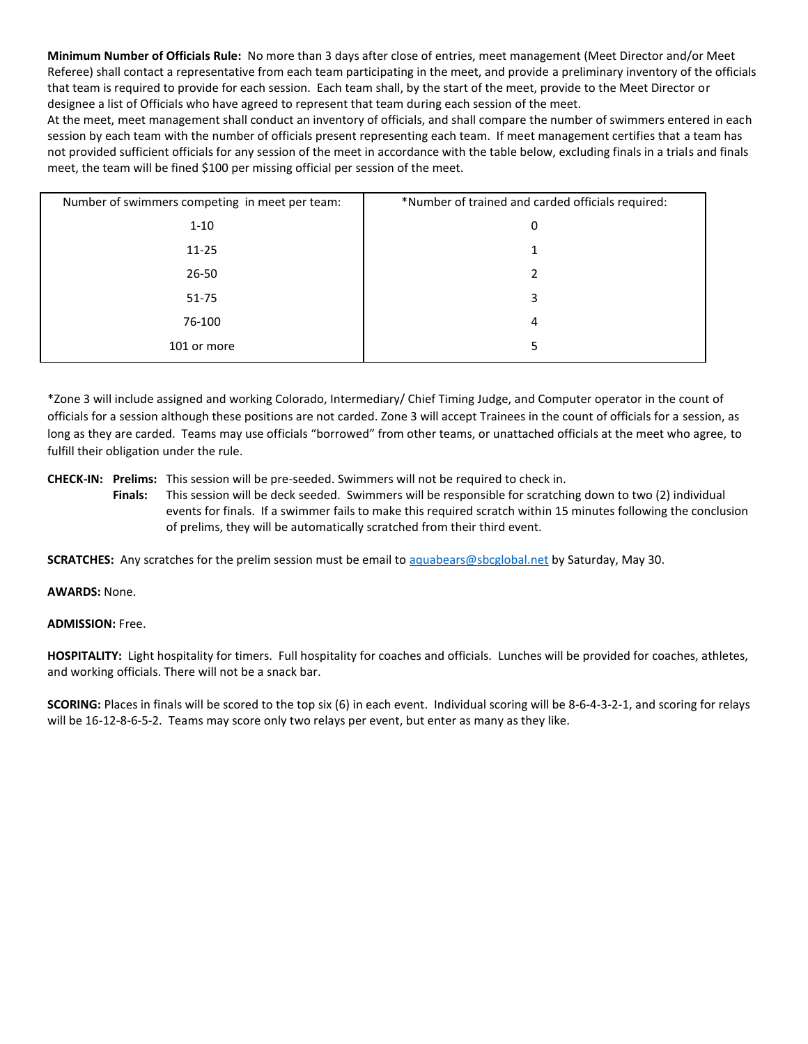**Minimum Number of Officials Rule:** No more than 3 days after close of entries, meet management (Meet Director and/or Meet Referee) shall contact a representative from each team participating in the meet, and provide a preliminary inventory of the officials that team is required to provide for each session. Each team shall, by the start of the meet, provide to the Meet Director or designee a list of Officials who have agreed to represent that team during each session of the meet.
At the meet, meet management shall conduct an inventory of officials, and shall compare the number of swimmers entered in each session by each team with the number of officials present representing each team. If meet management certifies that a team has not provided sufficient officials for any session of the meet in accordance with the table below, excluding finals in a trials and finals meet, the team will be fined $100 per missing official per session of the meet.

| Number of swimmers competing in meet per team: | *Number of trained and carded officials required: |
|---|---|
| 1-10 | 0 |
| 11-25 | 1 |
| 26-50 | 2 |
| 51-75 | 3 |
| 76-100 | 4 |
| 101 or more | 5 |

*Zone 3 will include assigned and working Colorado, Intermediary/ Chief Timing Judge, and Computer operator in the count of officials for a session although these positions are not carded. Zone 3 will accept Trainees in the count of officials for a session, as long as they are carded. Teams may use officials "borrowed" from other teams, or unattached officials at the meet who agree, to fulfill their obligation under the rule.

**CHECK-IN:** **Prelims:** This session will be pre-seeded. Swimmers will not be required to check in.
**Finals:** This session will be deck seeded. Swimmers will be responsible for scratching down to two (2) individual events for finals. If a swimmer fails to make this required scratch within 15 minutes following the conclusion of prelims, they will be automatically scratched from their third event.

**SCRATCHES:** Any scratches for the prelim session must be email to aquabears@sbcglobal.net by Saturday, May 30.

**AWARDS:** None.

**ADMISSION:** Free.

**HOSPITALITY:** Light hospitality for timers. Full hospitality for coaches and officials. Lunches will be provided for coaches, athletes, and working officials. There will not be a snack bar.

**SCORING:** Places in finals will be scored to the top six (6) in each event. Individual scoring will be 8-6-4-3-2-1, and scoring for relays will be 16-12-8-6-5-2. Teams may score only two relays per event, but enter as many as they like.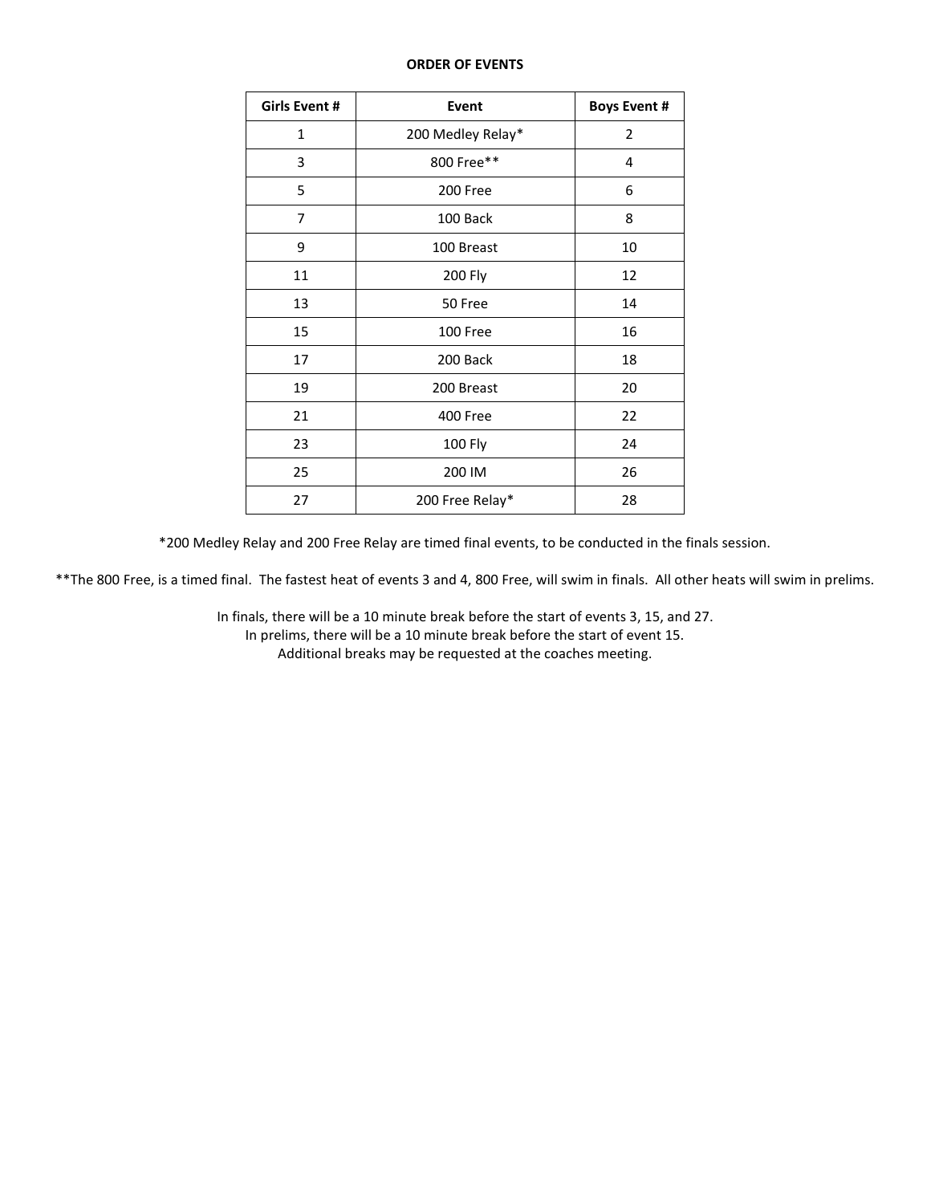**ORDER OF EVENTS**

| Girls Event # | Event | Boys Event # |
| --- | --- | --- |
| 1 | 200 Medley Relay* | 2 |
| 3 | 800 Free** | 4 |
| 5 | 200 Free | 6 |
| 7 | 100 Back | 8 |
| 9 | 100 Breast | 10 |
| 11 | 200 Fly | 12 |
| 13 | 50 Free | 14 |
| 15 | 100 Free | 16 |
| 17 | 200 Back | 18 |
| 19 | 200 Breast | 20 |
| 21 | 400 Free | 22 |
| 23 | 100 Fly | 24 |
| 25 | 200 IM | 26 |
| 27 | 200 Free Relay* | 28 |

*200 Medley Relay and 200 Free Relay are timed final events, to be conducted in the finals session.

**The 800 Free, is a timed final. The fastest heat of events 3 and 4, 800 Free, will swim in finals. All other heats will swim in prelims.

In finals, there will be a 10 minute break before the start of events 3, 15, and 27.
In prelims, there will be a 10 minute break before the start of event 15.
Additional breaks may be requested at the coaches meeting.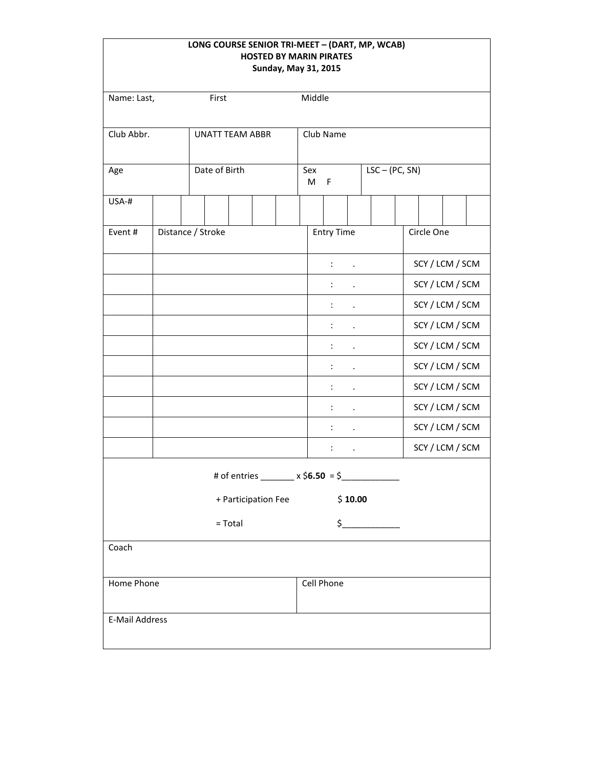**LONG COURSE SENIOR TRI-MEET – (DART, MP, WCAB)**
**HOSTED BY MARIN PIRATES**
**Sunday, May 31, 2015**

| | | |
|---|---|---|
| Name: Last, | First | Middle |

| | | |
|---|---|---|
| Club Abbr. | UNATT TEAM ABBR | Club Name |

| | | | |
|---|---|---|---|
| Age | Date of Birth | Sex M F | LSC – (PC, SN) |

| | | | | | | | | | | | | | | |
|---|---|---|---|---|---|---|---|---|---|---|---|---|---|---|
| USA-# | | | | | | | | | | | | | | |

| Event # | Distance / Stroke | Entry Time | Circle One |
|---|---|---|---|
| | | : . | SCY / LCM / SCM |
| | | : . | SCY / LCM / SCM |
| | | : . | SCY / LCM / SCM |
| | | : . | SCY / LCM / SCM |
| | | : . | SCY / LCM / SCM |
| | | : . | SCY / LCM / SCM |
| | | : . | SCY / LCM / SCM |
| | | : . | SCY / LCM / SCM |
| | | : . | SCY / LCM / SCM |
| | | : . | SCY / LCM / SCM |

# of entries _______ x $**6.50** = $____________

+ Participation Fee $ **10.00**

= Total $____________

| | |
|---|---|
| Coach | |
| Home Phone | Cell Phone |
| E-Mail Address | |